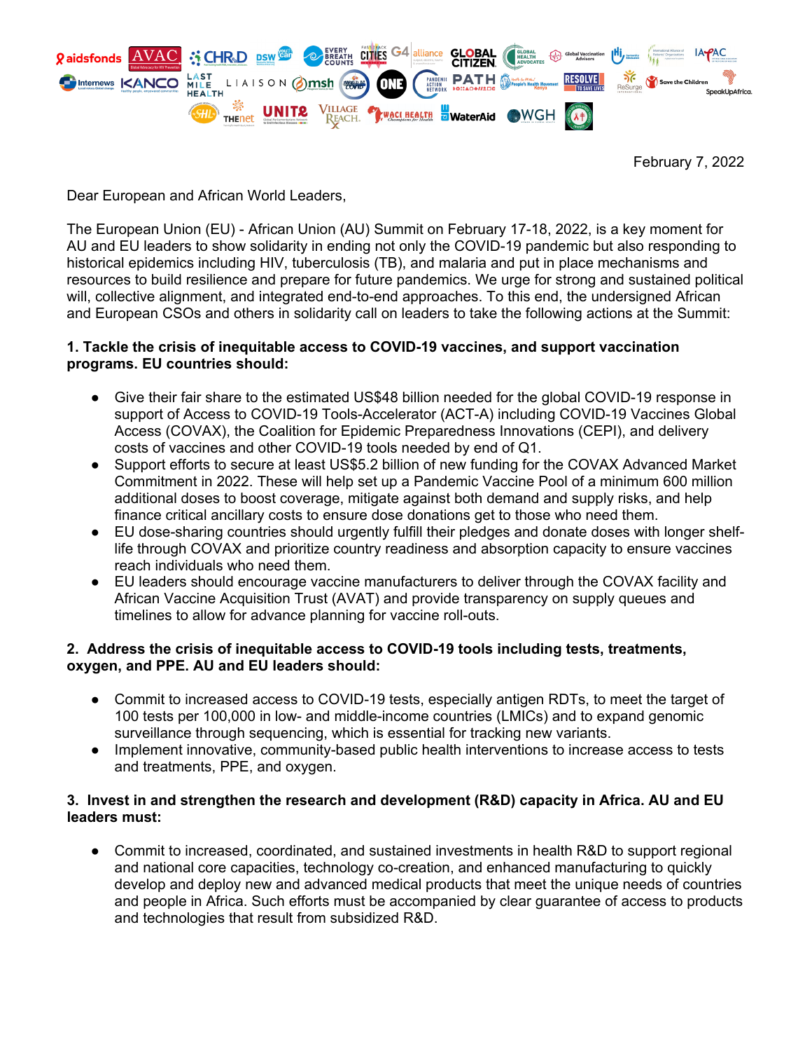February 7, 2022

Dear European and African World Leaders,

The European Union (EU) - African Union (AU) Summit on February 17-18, 2022, is a key moment for AU and EU leaders to show solidarity in ending not only the COVID-19 pandemic but also responding to historical epidemics including HIV, tuberculosis (TB), and malaria and put in place mechanisms and resources to build resilience and prepare for future pandemics. We urge for strong and sustained political will, collective alignment, and integrated end-to-end approaches. To this end, the undersigned African and European CSOs and others in solidarity call on leaders to take the following actions at the Summit:

**1. Tackle the crisis of inequitable access to COVID-19 vaccines, and support vaccination programs. EU countries should:**

- Give their fair share to the estimated US$48 billion needed for the global COVID-19 response in support of Access to COVID-19 Tools-Accelerator (ACT-A) including COVID-19 Vaccines Global Access (COVAX), the Coalition for Epidemic Preparedness Innovations (CEPI), and delivery costs of vaccines and other COVID-19 tools needed by end of Q1.
- Support efforts to secure at least US$5.2 billion of new funding for the COVAX Advanced Market Commitment in 2022. These will help set up a Pandemic Vaccine Pool of a minimum 600 million additional doses to boost coverage, mitigate against both demand and supply risks, and help finance critical ancillary costs to ensure dose donations get to those who need them.
- EU dose-sharing countries should urgently fulfill their pledges and donate doses with longer shelf-life through COVAX and prioritize country readiness and absorption capacity to ensure vaccines reach individuals who need them.
- EU leaders should encourage vaccine manufacturers to deliver through the COVAX facility and African Vaccine Acquisition Trust (AVAT) and provide transparency on supply queues and timelines to allow for advance planning for vaccine roll-outs.

**2. Address the crisis of inequitable access to COVID-19 tools including tests, treatments, oxygen, and PPE. AU and EU leaders should:**

- Commit to increased access to COVID-19 tests, especially antigen RDTs, to meet the target of 100 tests per 100,000 in low- and middle-income countries (LMICs) and to expand genomic surveillance through sequencing, which is essential for tracking new variants.
- Implement innovative, community-based public health interventions to increase access to tests and treatments, PPE, and oxygen.

**3. Invest in and strengthen the research and development (R&D) capacity in Africa. AU and EU leaders must:**

- Commit to increased, coordinated, and sustained investments in health R&D to support regional and national core capacities, technology co-creation, and enhanced manufacturing to quickly develop and deploy new and advanced medical products that meet the unique needs of countries and people in Africa. Such efforts must be accompanied by clear guarantee of access to products and technologies that result from subsidized R&D.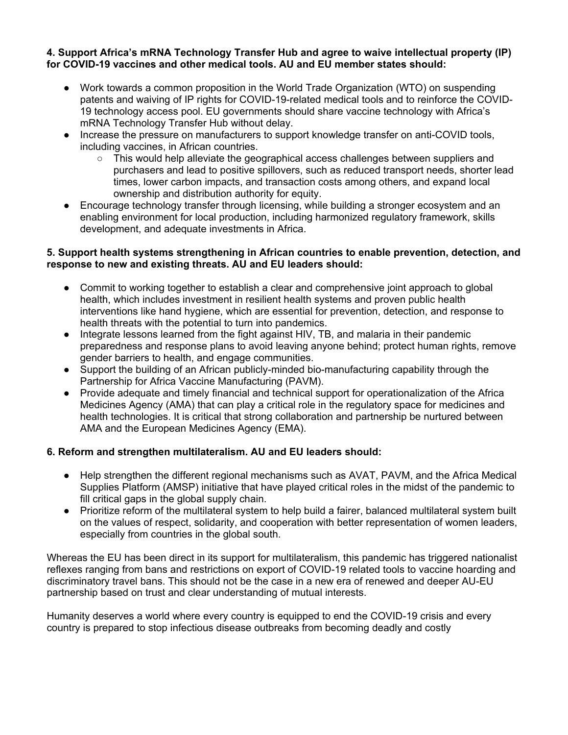**4. Support Africa's mRNA Technology Transfer Hub and agree to waive intellectual property (IP) for COVID-19 vaccines and other medical tools. AU and EU member states should:**

- Work towards a common proposition in the World Trade Organization (WTO) on suspending patents and waiving of IP rights for COVID-19-related medical tools and to reinforce the COVID-19 technology access pool. EU governments should share vaccine technology with Africa's mRNA Technology Transfer Hub without delay.
- Increase the pressure on manufacturers to support knowledge transfer on anti-COVID tools, including vaccines, in African countries.
  - This would help alleviate the geographical access challenges between suppliers and purchasers and lead to positive spillovers, such as reduced transport needs, shorter lead times, lower carbon impacts, and transaction costs among others, and expand local ownership and distribution authority for equity.
- Encourage technology transfer through licensing, while building a stronger ecosystem and an enabling environment for local production, including harmonized regulatory framework, skills development, and adequate investments in Africa.

**5. Support health systems strengthening in African countries to enable prevention, detection, and response to new and existing threats. AU and EU leaders should:**

- Commit to working together to establish a clear and comprehensive joint approach to global health, which includes investment in resilient health systems and proven public health interventions like hand hygiene, which are essential for prevention, detection, and response to health threats with the potential to turn into pandemics.
- Integrate lessons learned from the fight against HIV, TB, and malaria in their pandemic preparedness and response plans to avoid leaving anyone behind; protect human rights, remove gender barriers to health, and engage communities.
- Support the building of an African publicly-minded bio-manufacturing capability through the Partnership for Africa Vaccine Manufacturing (PAVM).
- Provide adequate and timely financial and technical support for operationalization of the Africa Medicines Agency (AMA) that can play a critical role in the regulatory space for medicines and health technologies. It is critical that strong collaboration and partnership be nurtured between AMA and the European Medicines Agency (EMA).

**6. Reform and strengthen multilateralism. AU and EU leaders should:**

- Help strengthen the different regional mechanisms such as AVAT, PAVM, and the Africa Medical Supplies Platform (AMSP) initiative that have played critical roles in the midst of the pandemic to fill critical gaps in the global supply chain.
- Prioritize reform of the multilateral system to help build a fairer, balanced multilateral system built on the values of respect, solidarity, and cooperation with better representation of women leaders, especially from countries in the global south.

Whereas the EU has been direct in its support for multilateralism, this pandemic has triggered nationalist reflexes ranging from bans and restrictions on export of COVID-19 related tools to vaccine hoarding and discriminatory travel bans. This should not be the case in a new era of renewed and deeper AU-EU partnership based on trust and clear understanding of mutual interests.

Humanity deserves a world where every country is equipped to end the COVID-19 crisis and every country is prepared to stop infectious disease outbreaks from becoming deadly and costly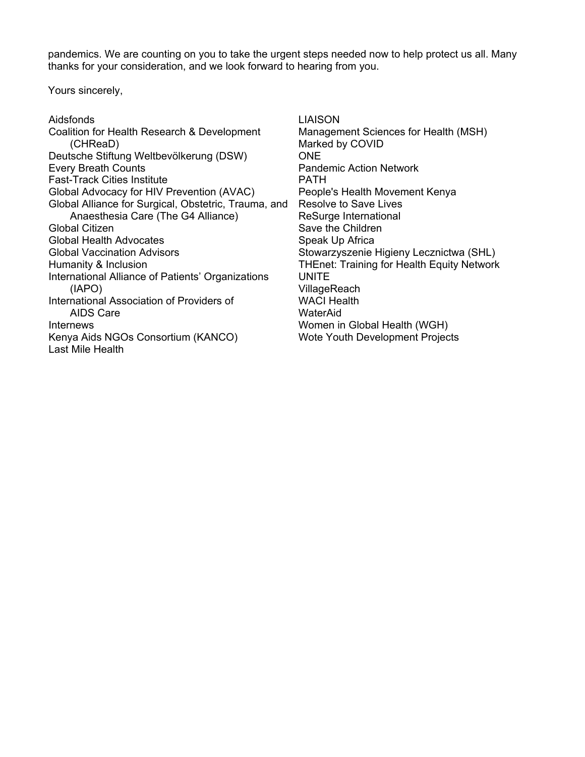pandemics. We are counting on you to take the urgent steps needed now to help protect us all. Many thanks for your consideration, and we look forward to hearing from you.

Yours sincerely,

Aidsfonds
Coalition for Health Research & Development (CHReaD)
Deutsche Stiftung Weltbevölkerung (DSW)
Every Breath Counts
Fast-Track Cities Institute
Global Advocacy for HIV Prevention (AVAC)
Global Alliance for Surgical, Obstetric, Trauma, and Anaesthesia Care (The G4 Alliance)
Global Citizen
Global Health Advocates
Global Vaccination Advisors
Humanity & Inclusion
International Alliance of Patients' Organizations (IAPO)
International Association of Providers of AIDS Care
Internews
Kenya Aids NGOs Consortium (KANCO)
Last Mile Health
LIAISON
Management Sciences for Health (MSH)
Marked by COVID
ONE
Pandemic Action Network
PATH
People's Health Movement Kenya
Resolve to Save Lives
ReSurge International
Save the Children
Speak Up Africa
Stowarzyszenie Higieny Lecznictwa (SHL)
THEnet: Training for Health Equity Network
UNITE
VillageReach
WACI Health
WaterAid
Women in Global Health (WGH)
Wote Youth Development Projects